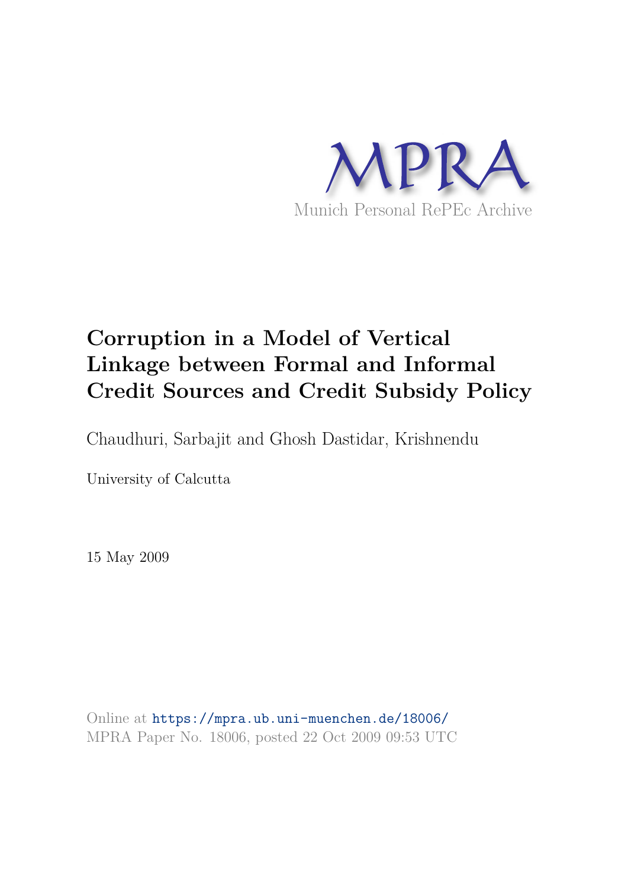MPRA

Munich Personal RePEc Archive

# Corruption in a Model of Vertical Linkage between Formal and Informal Credit Sources and Credit Subsidy Policy

Chaudhuri, Sarbajit and Ghosh Dastidar, Krishnendu

University of Calcutta

15 May 2009

Online at https://mpra.ub.uni-muenchen.de/18006/
MPRA Paper No. 18006, posted 22 Oct 2009 09:53 UTC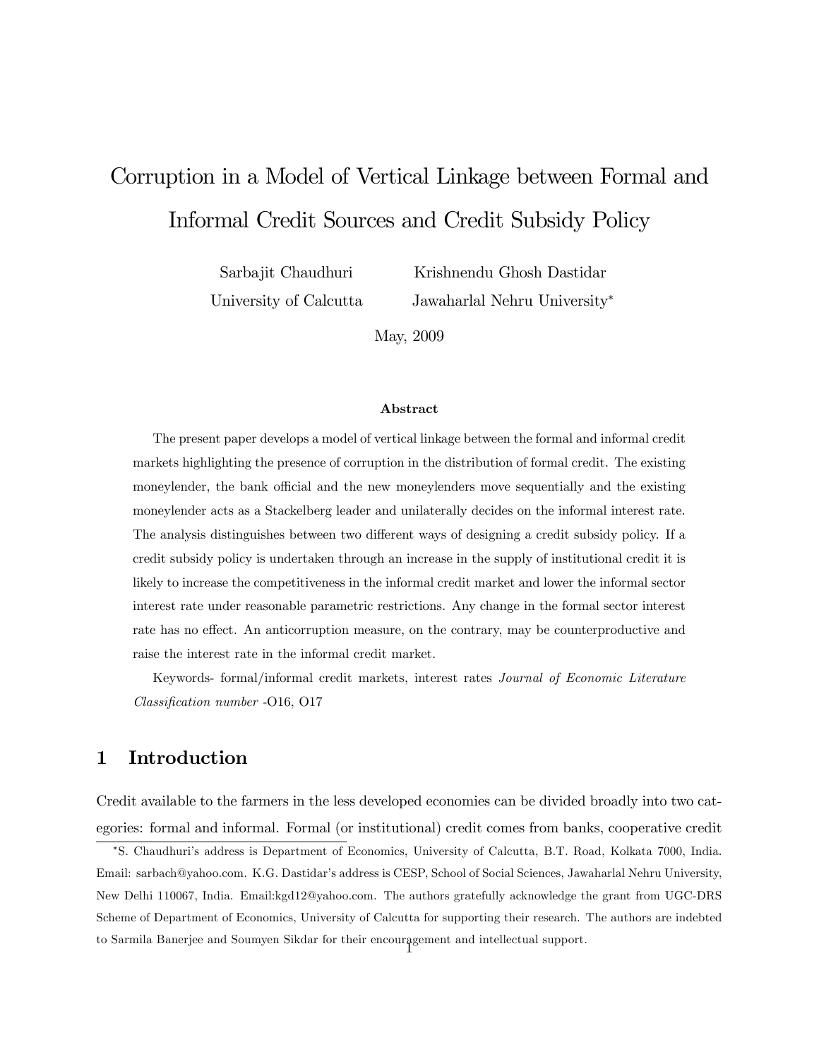# Corruption in a Model of Vertical Linkage between Formal and Informal Credit Sources and Credit Subsidy Policy

Sarbajit Chaudhuri — University of Calcutta

Krishnendu Ghosh Dastidar — Jawaharlal Nehru University*

May, 2009

**Abstract**

The present paper develops a model of vertical linkage between the formal and informal credit markets highlighting the presence of corruption in the distribution of formal credit. The existing moneylender, the bank official and the new moneylenders move sequentially and the existing moneylender acts as a Stackelberg leader and unilaterally decides on the informal interest rate. The analysis distinguishes between two different ways of designing a credit subsidy policy. If a credit subsidy policy is undertaken through an increase in the supply of institutional credit it is likely to increase the competitiveness in the informal credit market and lower the informal sector interest rate under reasonable parametric restrictions. Any change in the formal sector interest rate has no effect. An anticorruption measure, on the contrary, may be counterproductive and raise the interest rate in the informal credit market.

Keywords- formal/informal credit markets, interest rates *Journal of Economic Literature Classification number* -O16, O17

## 1 Introduction

Credit available to the farmers in the less developed economies can be divided broadly into two categories: formal and informal. Formal (or institutional) credit comes from banks, cooperative credit

*S. Chaudhuri's address is Department of Economics, University of Calcutta, B.T. Road, Kolkata 7000, India. Email: sarbach@yahoo.com. K.G. Dastidar's address is CESP, School of Social Sciences, Jawaharlal Nehru University, New Delhi 110067, India. Email:kgd12@yahoo.com. The authors gratefully acknowledge the grant from UGC-DRS Scheme of Department of Economics, University of Calcutta for supporting their research. The authors are indebted to Sarmila Banerjee and Soumyen Sikdar for their encouragement and intellectual support.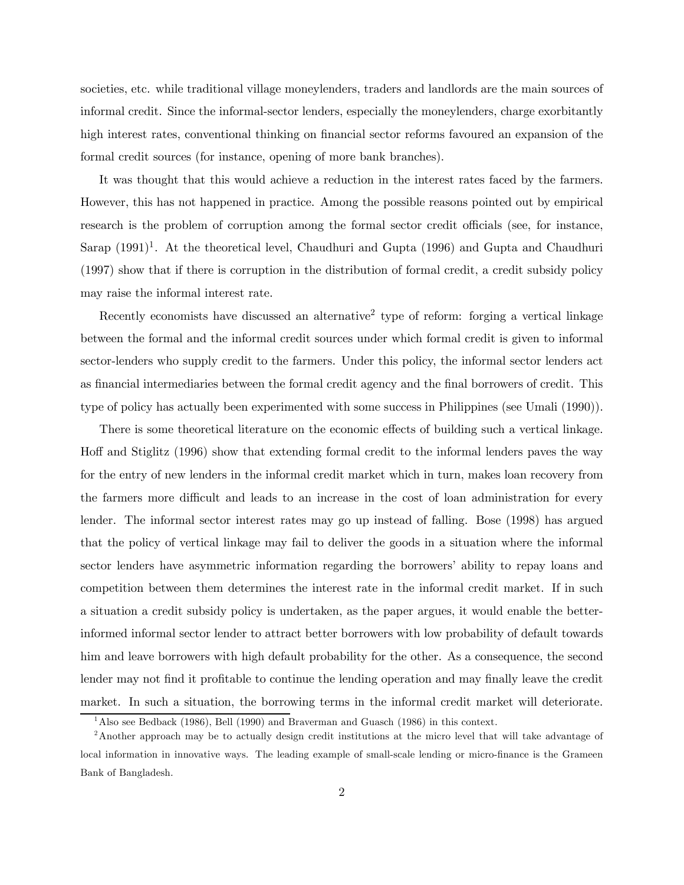societies, etc. while traditional village moneylenders, traders and landlords are the main sources of informal credit. Since the informal-sector lenders, especially the moneylenders, charge exorbitantly high interest rates, conventional thinking on financial sector reforms favoured an expansion of the formal credit sources (for instance, opening of more bank branches).

It was thought that this would achieve a reduction in the interest rates faced by the farmers. However, this has not happened in practice. Among the possible reasons pointed out by empirical research is the problem of corruption among the formal sector credit officials (see, for instance, Sarap (1991)[1]. At the theoretical level, Chaudhuri and Gupta (1996) and Gupta and Chaudhuri (1997) show that if there is corruption in the distribution of formal credit, a credit subsidy policy may raise the informal interest rate.

Recently economists have discussed an alternative[2] type of reform: forging a vertical linkage between the formal and the informal credit sources under which formal credit is given to informal sector-lenders who supply credit to the farmers. Under this policy, the informal sector lenders act as financial intermediaries between the formal credit agency and the final borrowers of credit. This type of policy has actually been experimented with some success in Philippines (see Umali (1990)).

There is some theoretical literature on the economic effects of building such a vertical linkage. Hoff and Stiglitz (1996) show that extending formal credit to the informal lenders paves the way for the entry of new lenders in the informal credit market which in turn, makes loan recovery from the farmers more difficult and leads to an increase in the cost of loan administration for every lender. The informal sector interest rates may go up instead of falling. Bose (1998) has argued that the policy of vertical linkage may fail to deliver the goods in a situation where the informal sector lenders have asymmetric information regarding the borrowers' ability to repay loans and competition between them determines the interest rate in the informal credit market. If in such a situation a credit subsidy policy is undertaken, as the paper argues, it would enable the better-informed informal sector lender to attract better borrowers with low probability of default towards him and leave borrowers with high default probability for the other. As a consequence, the second lender may not find it profitable to continue the lending operation and may finally leave the credit market. In such a situation, the borrowing terms in the informal credit market will deteriorate.

[1] Also see Bedback (1986), Bell (1990) and Braverman and Guasch (1986) in this context.

[2] Another approach may be to actually design credit institutions at the micro level that will take advantage of local information in innovative ways. The leading example of small-scale lending or micro-finance is the Grameen Bank of Bangladesh.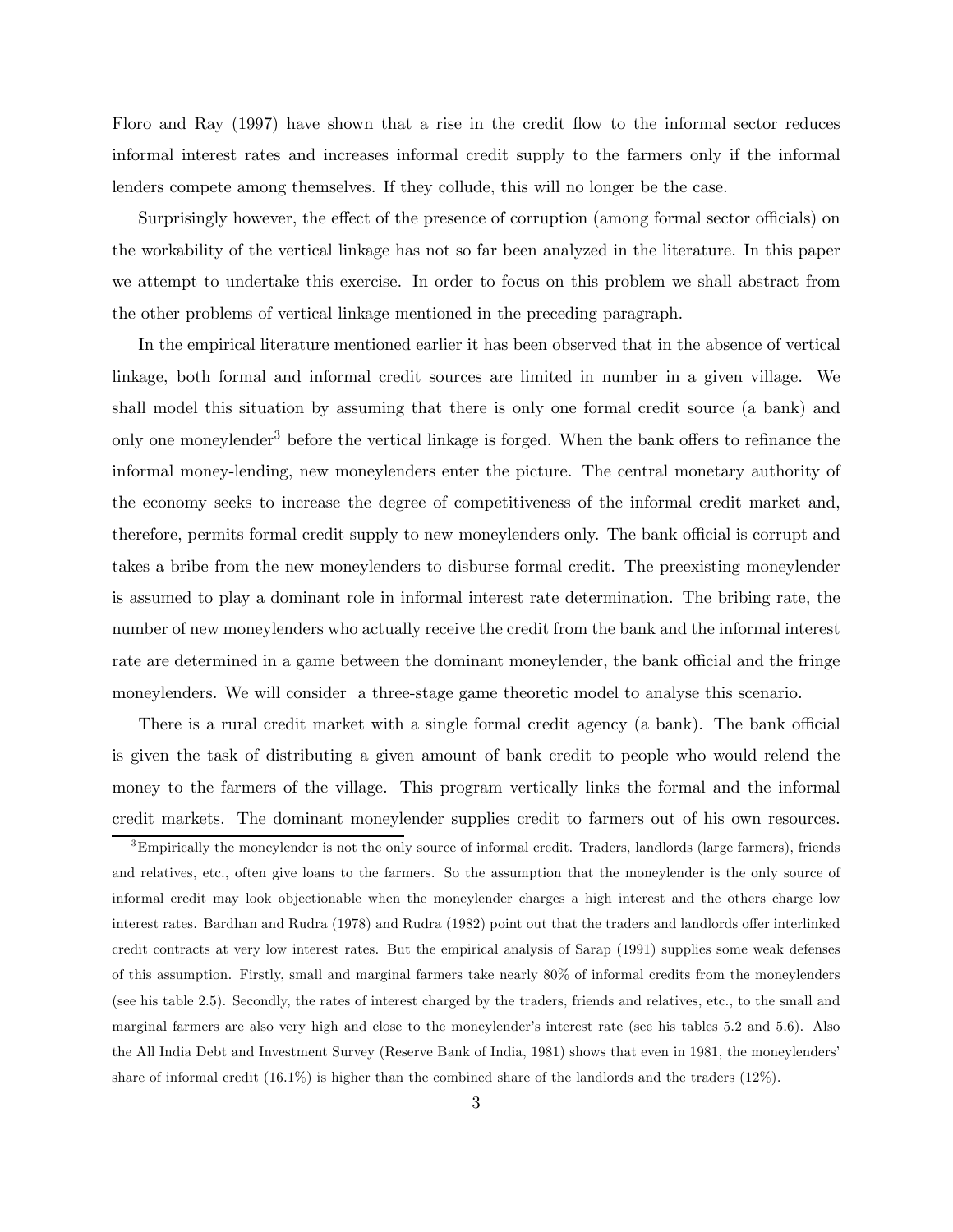Floro and Ray (1997) have shown that a rise in the credit flow to the informal sector reduces informal interest rates and increases informal credit supply to the farmers only if the informal lenders compete among themselves. If they collude, this will no longer be the case.

Surprisingly however, the effect of the presence of corruption (among formal sector officials) on the workability of the vertical linkage has not so far been analyzed in the literature. In this paper we attempt to undertake this exercise. In order to focus on this problem we shall abstract from the other problems of vertical linkage mentioned in the preceding paragraph.

In the empirical literature mentioned earlier it has been observed that in the absence of vertical linkage, both formal and informal credit sources are limited in number in a given village. We shall model this situation by assuming that there is only one formal credit source (a bank) and only one moneylender[3] before the vertical linkage is forged. When the bank offers to refinance the informal money-lending, new moneylenders enter the picture. The central monetary authority of the economy seeks to increase the degree of competitiveness of the informal credit market and, therefore, permits formal credit supply to new moneylenders only. The bank official is corrupt and takes a bribe from the new moneylenders to disburse formal credit. The preexisting moneylender is assumed to play a dominant role in informal interest rate determination. The bribing rate, the number of new moneylenders who actually receive the credit from the bank and the informal interest rate are determined in a game between the dominant moneylender, the bank official and the fringe moneylenders. We will consider a three-stage game theoretic model to analyse this scenario.

There is a rural credit market with a single formal credit agency (a bank). The bank official is given the task of distributing a given amount of bank credit to people who would relend the money to the farmers of the village. This program vertically links the formal and the informal credit markets. The dominant moneylender supplies credit to farmers out of his own resources.

[3]Empirically the moneylender is not the only source of informal credit. Traders, landlords (large farmers), friends and relatives, etc., often give loans to the farmers. So the assumption that the moneylender is the only source of informal credit may look objectionable when the moneylender charges a high interest and the others charge low interest rates. Bardhan and Rudra (1978) and Rudra (1982) point out that the traders and landlords offer interlinked credit contracts at very low interest rates. But the empirical analysis of Sarap (1991) supplies some weak defenses of this assumption. Firstly, small and marginal farmers take nearly 80% of informal credits from the moneylenders (see his table 2.5). Secondly, the rates of interest charged by the traders, friends and relatives, etc., to the small and marginal farmers are also very high and close to the moneylender's interest rate (see his tables 5.2 and 5.6). Also the All India Debt and Investment Survey (Reserve Bank of India, 1981) shows that even in 1981, the moneylenders' share of informal credit (16.1%) is higher than the combined share of the landlords and the traders (12%).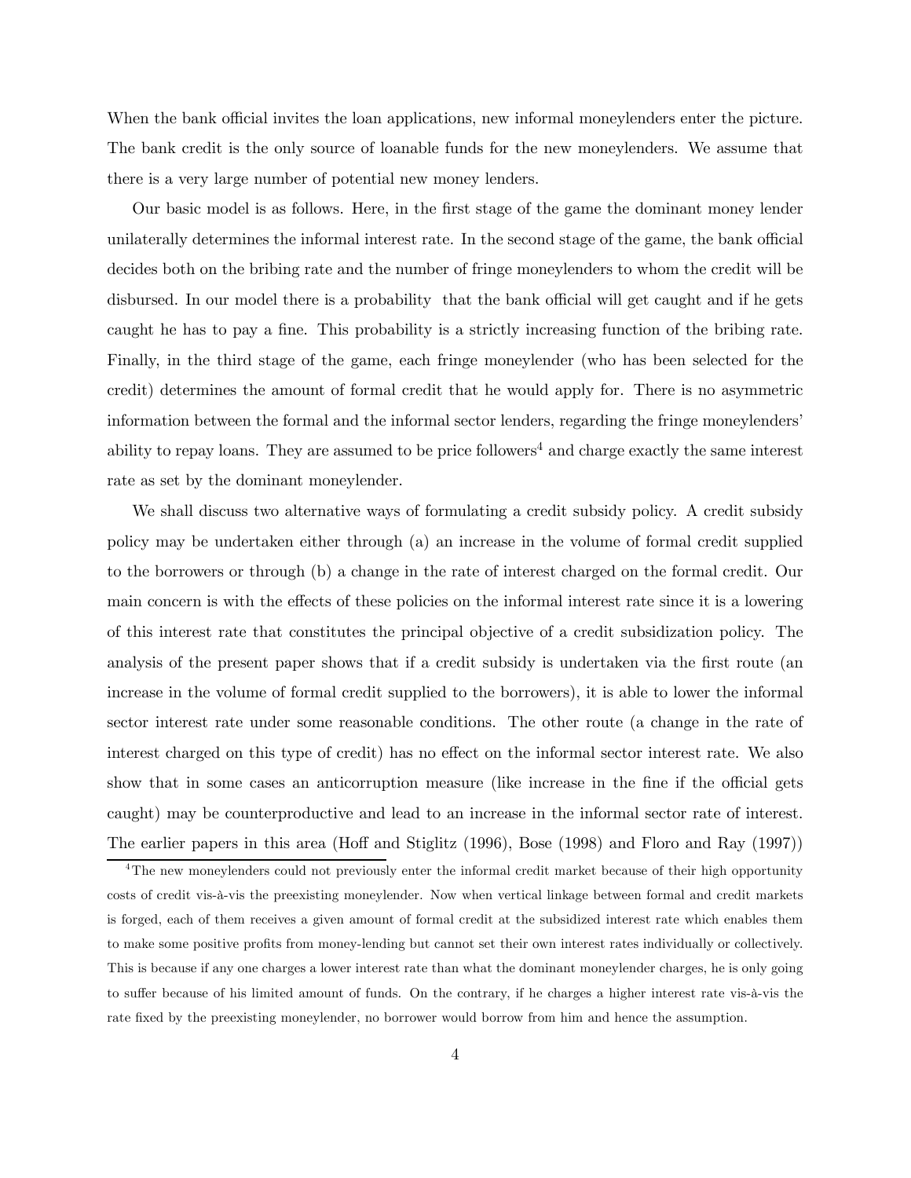When the bank official invites the loan applications, new informal moneylenders enter the picture. The bank credit is the only source of loanable funds for the new moneylenders. We assume that there is a very large number of potential new money lenders.

Our basic model is as follows. Here, in the first stage of the game the dominant money lender unilaterally determines the informal interest rate. In the second stage of the game, the bank official decides both on the bribing rate and the number of fringe moneylenders to whom the credit will be disbursed. In our model there is a probability that the bank official will get caught and if he gets caught he has to pay a fine. This probability is a strictly increasing function of the bribing rate. Finally, in the third stage of the game, each fringe moneylender (who has been selected for the credit) determines the amount of formal credit that he would apply for. There is no asymmetric information between the formal and the informal sector lenders, regarding the fringe moneylenders' ability to repay loans. They are assumed to be price followers[4] and charge exactly the same interest rate as set by the dominant moneylender.

We shall discuss two alternative ways of formulating a credit subsidy policy. A credit subsidy policy may be undertaken either through (a) an increase in the volume of formal credit supplied to the borrowers or through (b) a change in the rate of interest charged on the formal credit. Our main concern is with the effects of these policies on the informal interest rate since it is a lowering of this interest rate that constitutes the principal objective of a credit subsidization policy. The analysis of the present paper shows that if a credit subsidy is undertaken via the first route (an increase in the volume of formal credit supplied to the borrowers), it is able to lower the informal sector interest rate under some reasonable conditions. The other route (a change in the rate of interest charged on this type of credit) has no effect on the informal sector interest rate. We also show that in some cases an anticorruption measure (like increase in the fine if the official gets caught) may be counterproductive and lead to an increase in the informal sector rate of interest. The earlier papers in this area (Hoff and Stiglitz (1996), Bose (1998) and Floro and Ray (1997))

[4]The new moneylenders could not previously enter the informal credit market because of their high opportunity costs of credit vis-à-vis the preexisting moneylender. Now when vertical linkage between formal and credit markets is forged, each of them receives a given amount of formal credit at the subsidized interest rate which enables them to make some positive profits from money-lending but cannot set their own interest rates individually or collectively. This is because if any one charges a lower interest rate than what the dominant moneylender charges, he is only going to suffer because of his limited amount of funds. On the contrary, if he charges a higher interest rate vis-à-vis the rate fixed by the preexisting moneylender, no borrower would borrow from him and hence the assumption.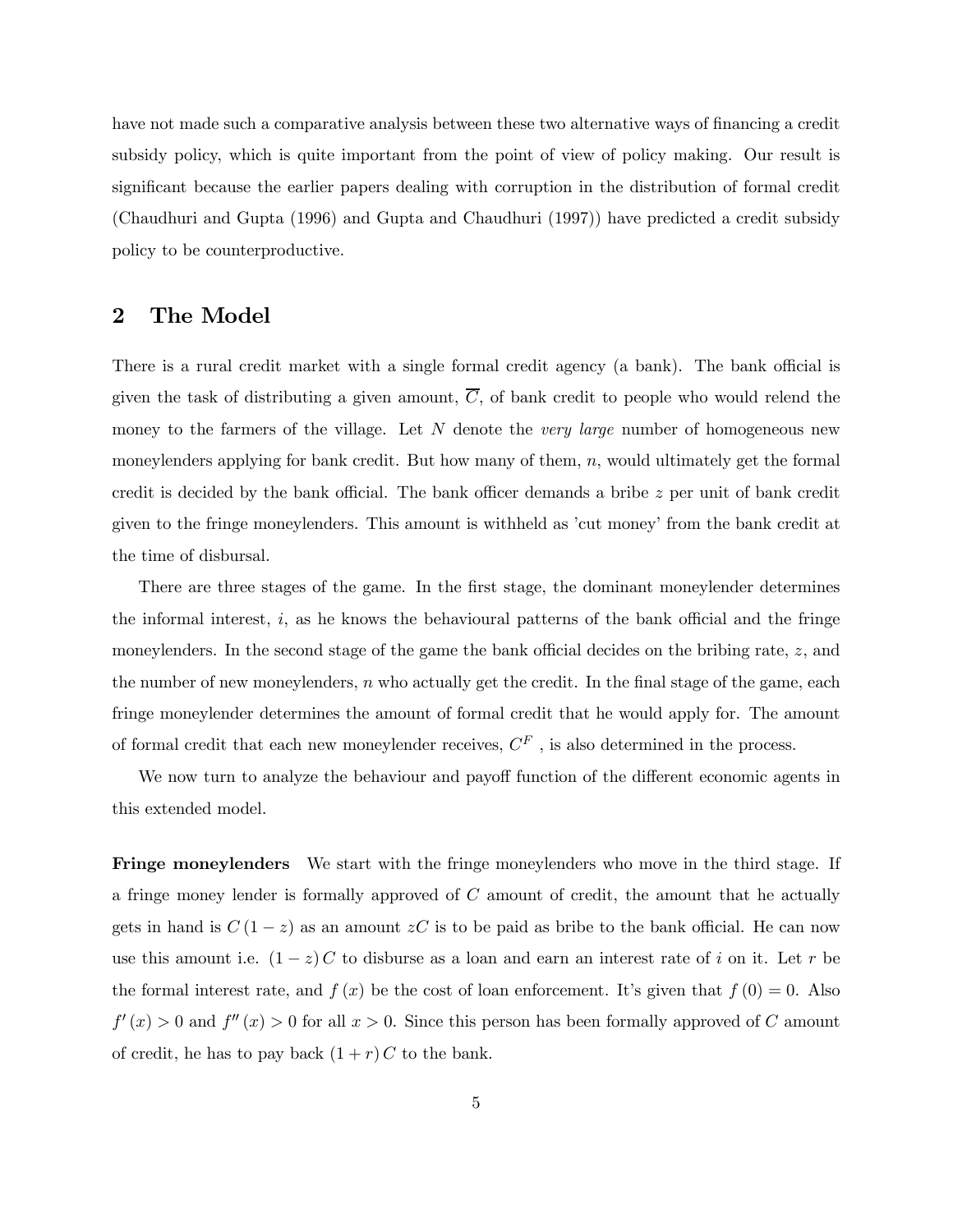have not made such a comparative analysis between these two alternative ways of financing a credit subsidy policy, which is quite important from the point of view of policy making. Our result is significant because the earlier papers dealing with corruption in the distribution of formal credit (Chaudhuri and Gupta (1996) and Gupta and Chaudhuri (1997)) have predicted a credit subsidy policy to be counterproductive.

## 2 The Model

There is a rural credit market with a single formal credit agency (a bank). The bank official is given the task of distributing a given amount, $\overline{C}$, of bank credit to people who would relend the money to the farmers of the village. Let $N$ denote the *very large* number of homogeneous new moneylenders applying for bank credit. But how many of them, $n$, would ultimately get the formal credit is decided by the bank official. The bank officer demands a bribe $z$ per unit of bank credit given to the fringe moneylenders. This amount is withheld as 'cut money' from the bank credit at the time of disbursal.

There are three stages of the game. In the first stage, the dominant moneylender determines the informal interest, $i$, as he knows the behavioural patterns of the bank official and the fringe moneylenders. In the second stage of the game the bank official decides on the bribing rate, $z$, and the number of new moneylenders, $n$ who actually get the credit. In the final stage of the game, each fringe moneylender determines the amount of formal credit that he would apply for. The amount of formal credit that each new moneylender receives, $C^F$ , is also determined in the process.

We now turn to analyze the behaviour and payoff function of the different economic agents in this extended model.

**Fringe moneylenders** We start with the fringe moneylenders who move in the third stage. If a fringe money lender is formally approved of $C$ amount of credit, the amount that he actually gets in hand is $C(1-z)$ as an amount $zC$ is to be paid as bribe to the bank official. He can now use this amount i.e. $(1-z)C$ to disburse as a loan and earn an interest rate of $i$ on it. Let $r$ be the formal interest rate, and $f(x)$ be the cost of loan enforcement. It's given that $f(0) = 0$. Also $f'(x) > 0$ and $f''(x) > 0$ for all $x > 0$. Since this person has been formally approved of $C$ amount of credit, he has to pay back $(1+r)C$ to the bank.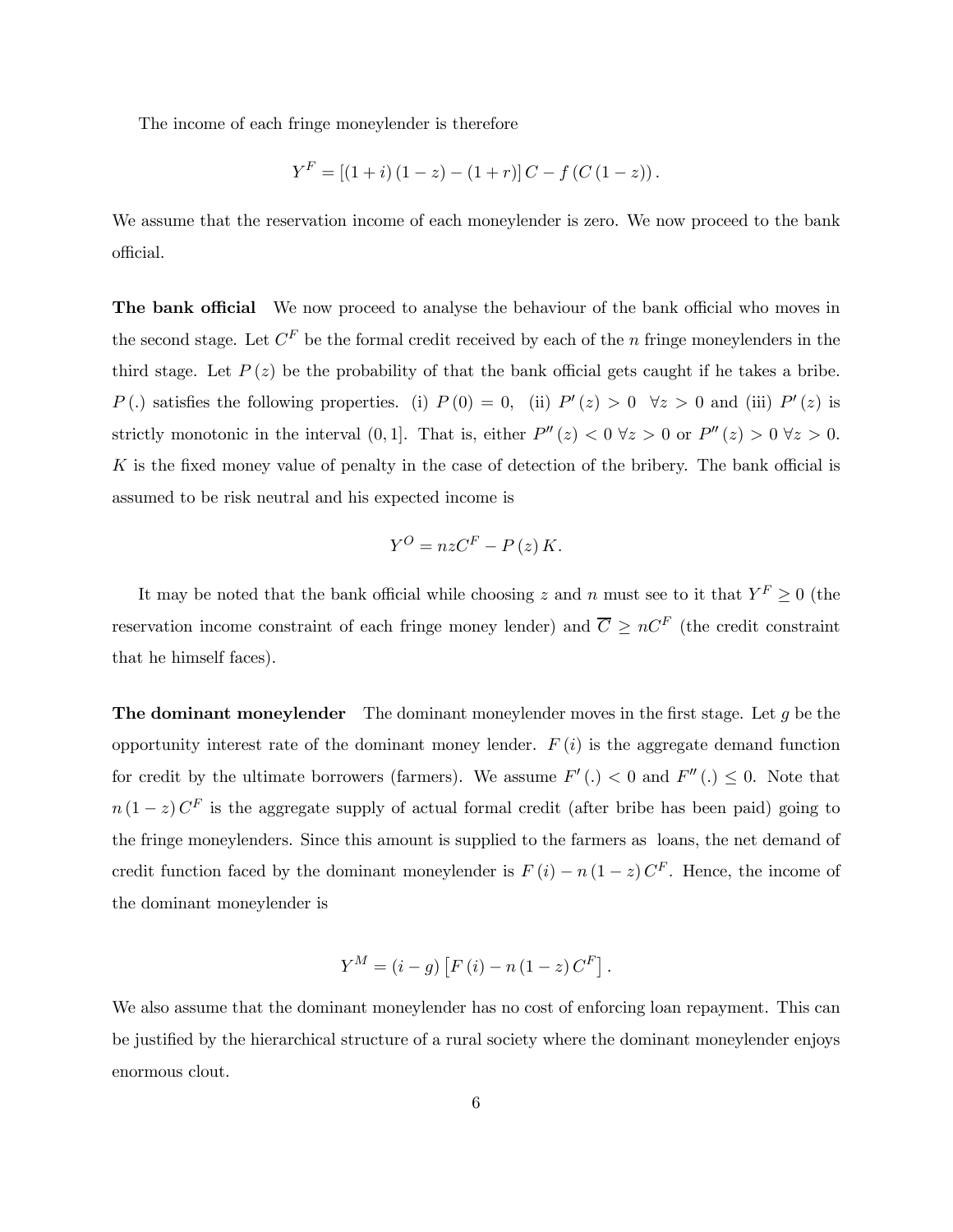The income of each fringe moneylender is therefore

$$Y^F = [(1+i)(1-z) - (1+r)] C - f(C(1-z)).$$

We assume that the reservation income of each moneylender is zero. We now proceed to the bank official.

**The bank official** We now proceed to analyse the behaviour of the bank official who moves in the second stage. Let $C^F$ be the formal credit received by each of the $n$ fringe moneylenders in the third stage. Let $P(z)$ be the probability of that the bank official gets caught if he takes a bribe. $P(.)$ satisfies the following properties. (i) $P(0) = 0$, (ii) $P'(z) > 0 \;\; \forall z > 0$ and (iii) $P'(z)$ is strictly monotonic in the interval $(0, 1]$. That is, either $P''(z) < 0 \; \forall z > 0$ or $P''(z) > 0 \; \forall z > 0$. $K$ is the fixed money value of penalty in the case of detection of the bribery. The bank official is assumed to be risk neutral and his expected income is

$$Y^O = nzC^F - P(z) K.$$

It may be noted that the bank official while choosing $z$ and $n$ must see to it that $Y^F \geq 0$ (the reservation income constraint of each fringe money lender) and $\overline{C} \geq nC^F$ (the credit constraint that he himself faces).

**The dominant moneylender** The dominant moneylender moves in the first stage. Let $g$ be the opportunity interest rate of the dominant money lender. $F(i)$ is the aggregate demand function for credit by the ultimate borrowers (farmers). We assume $F'(.) < 0$ and $F''(.) \leq 0$. Note that $n(1-z)C^F$ is the aggregate supply of actual formal credit (after bribe has been paid) going to the fringe moneylenders. Since this amount is supplied to the farmers as loans, the net demand of credit function faced by the dominant moneylender is $F(i) - n(1-z)C^F$. Hence, the income of the dominant moneylender is

$$Y^M = (i - g)\left[F(i) - n(1-z)C^F\right].$$

We also assume that the dominant moneylender has no cost of enforcing loan repayment. This can be justified by the hierarchical structure of a rural society where the dominant moneylender enjoys enormous clout.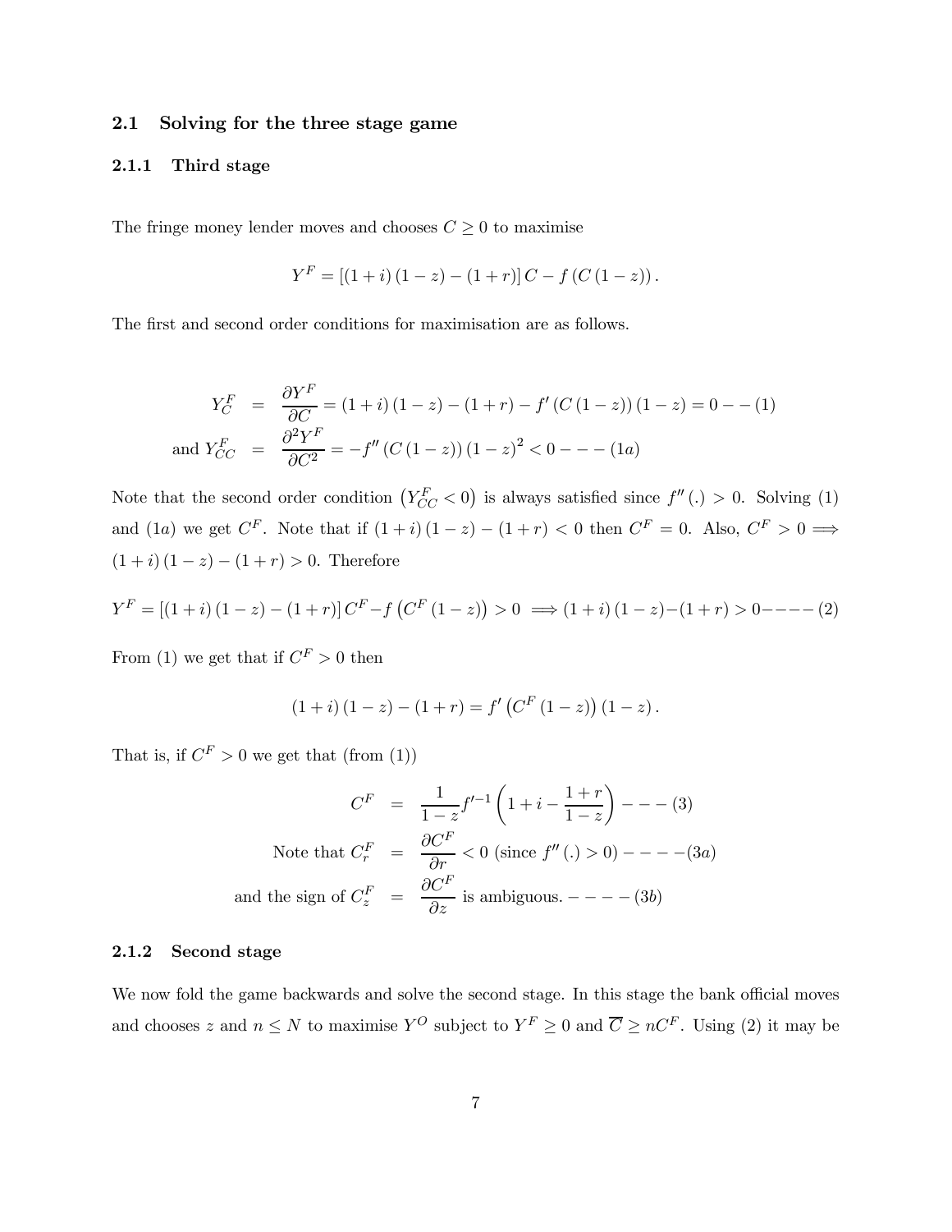## 2.1 Solving for the three stage game

### 2.1.1 Third stage

The fringe money lender moves and chooses $C \geq 0$ to maximise

$$Y^F = \left[(1+i)(1-z) - (1+r)\right] C - f\left(C(1-z)\right).$$

The first and second order conditions for maximisation are as follows.

$$\begin{aligned}
Y_C^F &= \frac{\partial Y^F}{\partial C} = (1+i)(1-z) - (1+r) - f'\left(C(1-z)\right)(1-z) = 0 - - (1) \\
\text{and } Y_{CC}^F &= \frac{\partial^2 Y^F}{\partial C^2} = -f''\left(C(1-z)\right)(1-z)^2 < 0 - - - (1a)
\end{aligned}$$

Note that the second order condition $\left(Y_{CC}^F < 0\right)$ is always satisfied since $f''(.) > 0$. Solving (1) and $(1a)$ we get $C^F$. Note that if $(1+i)(1-z) - (1+r) < 0$ then $C^F = 0$. Also, $C^F > 0 \Longrightarrow (1+i)(1-z) - (1+r) > 0$. Therefore

$$Y^F = \left[(1+i)(1-z) - (1+r)\right] C^F - f\left(C^F(1-z)\right) > 0 \implies (1+i)(1-z) - (1+r) > 0 - - - - (2)$$

From (1) we get that if $C^F > 0$ then

$$(1+i)(1-z) - (1+r) = f'\left(C^F(1-z)\right)(1-z).$$

That is, if $C^F > 0$ we get that (from (1))

$$\begin{aligned}
C^F &= \frac{1}{1-z} f'^{-1}\left(1 + i - \frac{1+r}{1-z}\right) - - - (3) \\
\text{Note that } C_r^F &= \frac{\partial C^F}{\partial r} < 0 \text{ (since } f''(.) > 0) - - - - (3a) \\
\text{and the sign of } C_z^F &= \frac{\partial C^F}{\partial z} \text{ is ambiguous.} - - - - (3b)
\end{aligned}$$

### 2.1.2 Second stage

We now fold the game backwards and solve the second stage. In this stage the bank official moves and chooses $z$ and $n \leq N$ to maximise $Y^O$ subject to $Y^F \geq 0$ and $\overline{C} \geq nC^F$. Using (2) it may be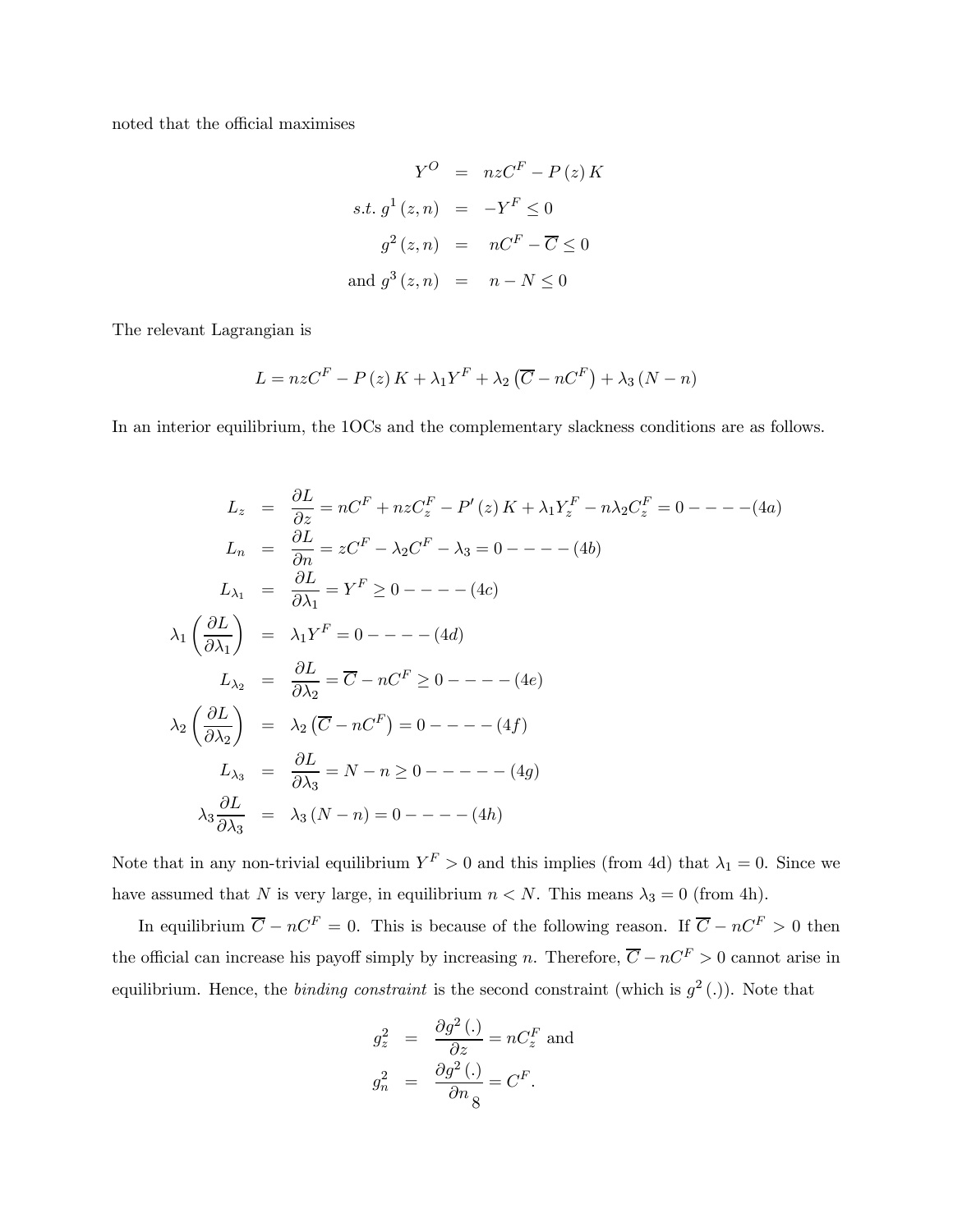noted that the official maximises

$$
\begin{aligned}
Y^O &= nzC^F - P(z)K \\
s.t.\ g^1(z,n) &= -Y^F \leq 0 \\
g^2(z,n) &= nC^F - \overline{C} \leq 0 \\
\text{and } g^3(z,n) &= n - N \leq 0
\end{aligned}
$$

The relevant Lagrangian is

$$
L = nzC^F - P(z)K + \lambda_1 Y^F + \lambda_2\left(\overline{C} - nC^F\right) + \lambda_3(N - n)
$$

In an interior equilibrium, the 1OCs and the complementary slackness conditions are as follows.

$$
\begin{aligned}
L_z &= \frac{\partial L}{\partial z} = nC^F + nzC_z^F - P'(z)K + \lambda_1 Y_z^F - n\lambda_2 C_z^F = 0 - - - - (4a) \\
L_n &= \frac{\partial L}{\partial n} = zC^F - \lambda_2 C^F - \lambda_3 = 0 - - - - (4b) \\
L_{\lambda_1} &= \frac{\partial L}{\partial \lambda_1} = Y^F \geq 0 - - - - (4c) \\
\lambda_1\left(\frac{\partial L}{\partial \lambda_1}\right) &= \lambda_1 Y^F = 0 - - - - (4d) \\
L_{\lambda_2} &= \frac{\partial L}{\partial \lambda_2} = \overline{C} - nC^F \geq 0 - - - - (4e) \\
\lambda_2\left(\frac{\partial L}{\partial \lambda_2}\right) &= \lambda_2\left(\overline{C} - nC^F\right) = 0 - - - - (4f) \\
L_{\lambda_3} &= \frac{\partial L}{\partial \lambda_3} = N - n \geq 0 - - - - - (4g) \\
\lambda_3 \frac{\partial L}{\partial \lambda_3} &= \lambda_3(N - n) = 0 - - - - (4h)
\end{aligned}
$$

Note that in any non-trivial equilibrium $Y^F > 0$ and this implies (from 4d) that $\lambda_1 = 0$. Since we have assumed that $N$ is very large, in equilibrium $n < N$. This means $\lambda_3 = 0$ (from 4h).

In equilibrium $\overline{C} - nC^F = 0$. This is because of the following reason. If $\overline{C} - nC^F > 0$ then the official can increase his payoff simply by increasing $n$. Therefore, $\overline{C} - nC^F > 0$ cannot arise in equilibrium. Hence, the *binding constraint* is the second constraint (which is $g^2(.)$). Note that

$$
\begin{aligned}
g_z^2 &= \frac{\partial g^2(.)}{\partial z} = nC_z^F \text{ and} \\
g_n^2 &= \frac{\partial g^2(.)}{\partial n} = C^F.
\end{aligned}
$$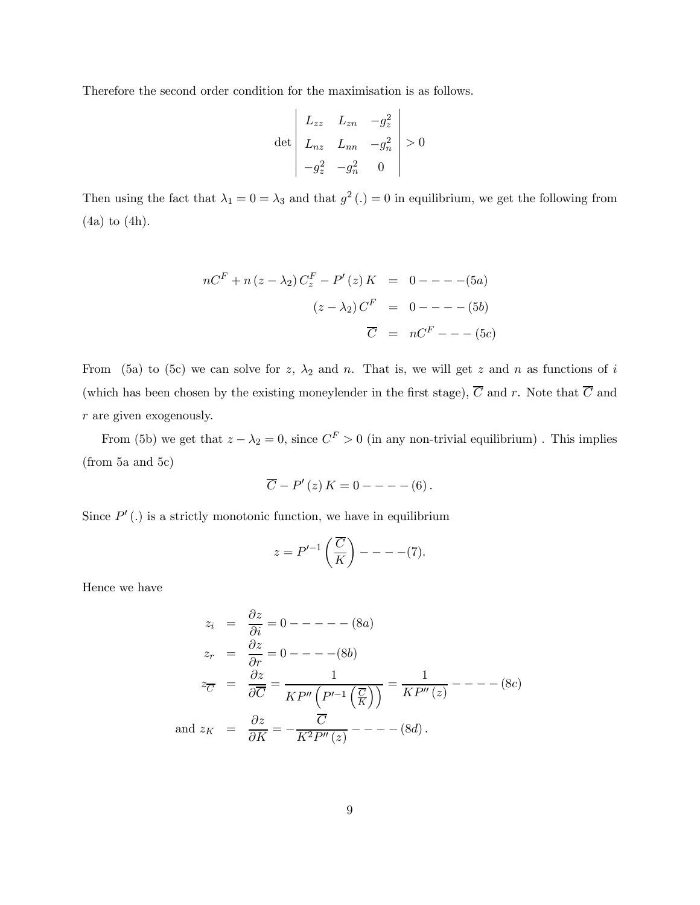Therefore the second order condition for the maximisation is as follows.

$$\det \begin{vmatrix} L_{zz} & L_{zn} & -g_z^2 \\ L_{nz} & L_{nn} & -g_n^2 \\ -g_z^2 & -g_n^2 & 0 \end{vmatrix} > 0$$

Then using the fact that $\lambda_1 = 0 = \lambda_3$ and that $g^2(.) = 0$ in equilibrium, we get the following from (4a) to (4h).

$$\begin{aligned} nC^F + n(z - \lambda_2) C_z^F - P'(z) K &= 0 - - - - (5a) \\ (z - \lambda_2) C^F &= 0 - - - - (5b) \\ \overline{C} &= nC^F - - - (5c) \end{aligned}$$

From (5a) to (5c) we can solve for $z$, $\lambda_2$ and $n$. That is, we will get $z$ and $n$ as functions of $i$ (which has been chosen by the existing moneylender in the first stage), $\overline{C}$ and $r$. Note that $\overline{C}$ and $r$ are given exogenously.

From (5b) we get that $z - \lambda_2 = 0$, since $C^F > 0$ (in any non-trivial equilibrium) . This implies (from 5a and 5c)

$$\overline{C} - P'(z) K = 0 - - - - (6) .$$

Since $P'(.)$ is a strictly monotonic function, we have in equilibrium

$$z = P'^{-1}\left(\frac{\overline{C}}{K}\right) - - - -(7).$$

Hence we have

$$\begin{aligned} z_i &= \frac{\partial z}{\partial i} = 0 - - - - - (8a) \\ z_r &= \frac{\partial z}{\partial r} = 0 - - - -(8b) \\ z_{\overline{C}} &= \frac{\partial z}{\partial \overline{C}} = \frac{1}{KP''\left(P'^{-1}\left(\frac{\overline{C}}{K}\right)\right)} = \frac{1}{KP''(z)} - - - - (8c) \\ \text{and } z_K &= \frac{\partial z}{\partial K} = -\frac{\overline{C}}{K^2 P''(z)} - - - - (8d) . \end{aligned}$$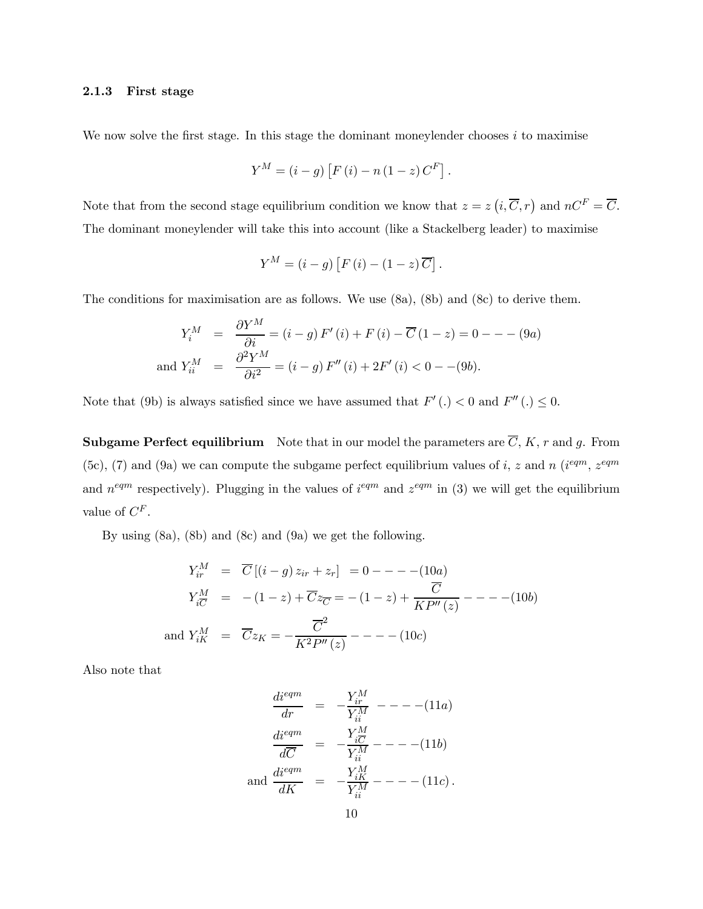### 2.1.3 First stage

We now solve the first stage. In this stage the dominant moneylender chooses $i$ to maximise

$$Y^M = (i-g)\left[F(i) - n(1-z)C^F\right].$$

Note that from the second stage equilibrium condition we know that $z = z\left(i, \overline{C}, r\right)$ and $nC^F = \overline{C}$. The dominant moneylender will take this into account (like a Stackelberg leader) to maximise

$$Y^M = (i-g)\left[F(i) - (1-z)\overline{C}\right].$$

The conditions for maximisation are as follows. We use (8a), (8b) and (8c) to derive them.

$$\begin{aligned}
Y_i^M &= \frac{\partial Y^M}{\partial i} = (i-g)F'(i) + F(i) - \overline{C}(1-z) = 0 - - - (9a) \\
\text{and } Y_{ii}^M &= \frac{\partial^2 Y^M}{\partial i^2} = (i-g)F''(i) + 2F'(i) < 0 - -(9b).
\end{aligned}$$

Note that (9b) is always satisfied since we have assumed that $F'(.) < 0$ and $F''(.) \leq 0$.

**Subgame Perfect equilibrium** Note that in our model the parameters are $\overline{C}$, $K$, $r$ and $g$. From (5c), (7) and (9a) we can compute the subgame perfect equilibrium values of $i$, $z$ and $n$ ($i^{eqm}$, $z^{eqm}$ and $n^{eqm}$ respectively). Plugging in the values of $i^{eqm}$ and $z^{eqm}$ in (3) we will get the equilibrium value of $C^F$.

By using (8a), (8b) and (8c) and (9a) we get the following.

$$\begin{aligned}
Y_{ir}^M &= \overline{C}\left[(i-g)z_{ir} + z_r\right] = 0 - - - -(10a) \\
Y_{i\overline{C}}^M &= -(1-z) + \overline{C}z_{\overline{C}} = -(1-z) + \frac{\overline{C}}{KP''(z)} - - - -(10b) \\
\text{and } Y_{iK}^M &= \overline{C}z_K = -\frac{\overline{C}^2}{K^2P''(z)} - - - -(10c)
\end{aligned}$$

Also note that

$$\begin{aligned}
\frac{di^{eqm}}{dr} &= -\frac{Y_{ir}^M}{Y_{ii}^M} - - - -(11a) \\
\frac{di^{eqm}}{d\overline{C}} &= -\frac{Y_{i\overline{C}}^M}{Y_{ii}^M} - - - -(11b) \\
\text{and } \frac{di^{eqm}}{dK} &= -\frac{Y_{iK}^M}{Y_{ii}^M} - - - -(11c).
\end{aligned}$$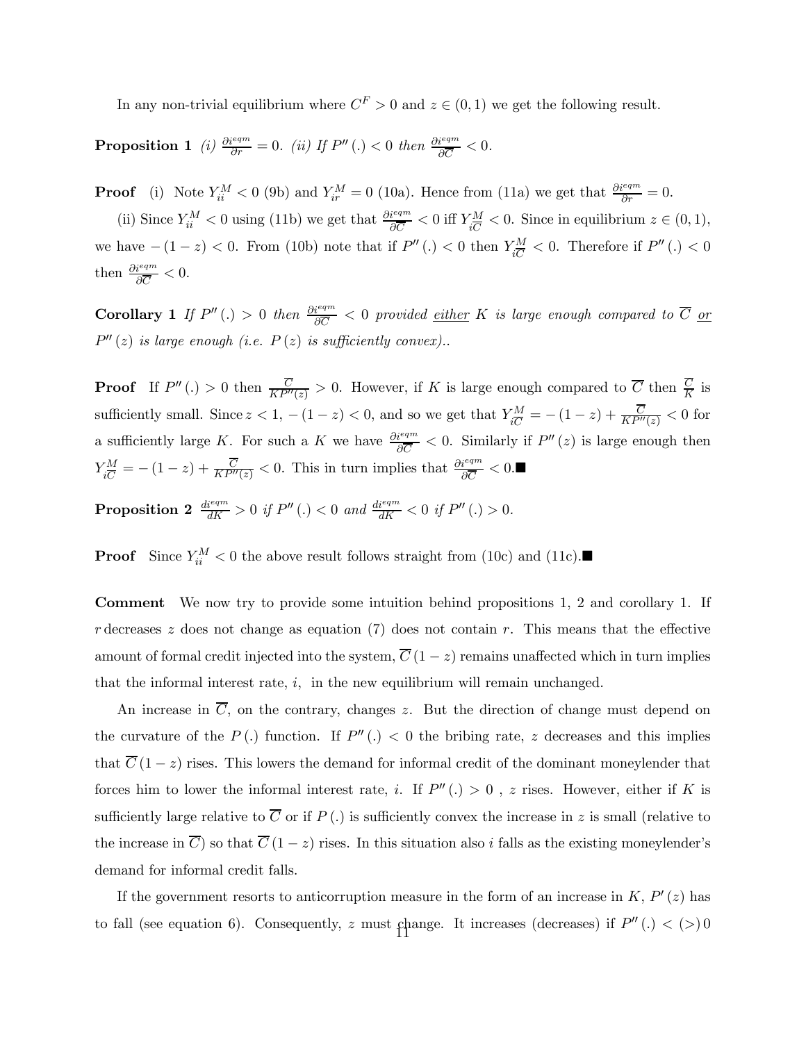In any non-trivial equilibrium where $C^F > 0$ and $z \in (0,1)$ we get the following result.

**Proposition 1** *(i)* $\frac{\partial i^{eqm}}{\partial r} = 0$. *(ii) If* $P''(.) < 0$ *then* $\frac{\partial i^{eqm}}{\partial \overline{C}} < 0$.

**Proof** (i) Note $Y_{ii}^M < 0$ (9b) and $Y_{ir}^M = 0$ (10a). Hence from (11a) we get that $\frac{\partial i^{eqm}}{\partial r} = 0$.

(ii) Since $Y_{ii}^M < 0$ using (11b) we get that $\frac{\partial i^{eqm}}{\partial \overline{C}} < 0$ iff $Y_{i\overline{C}}^M < 0$. Since in equilibrium $z \in (0,1)$, we have $-(1-z) < 0$. From (10b) note that if $P''(.) < 0$ then $Y_{i\overline{C}}^M < 0$. Therefore if $P''(.) < 0$ then $\frac{\partial i^{eqm}}{\partial \overline{C}} < 0$.

**Corollary 1** *If* $P''(.) > 0$ *then* $\frac{\partial i^{eqm}}{\partial \overline{C}} < 0$ *provided* *either* $K$ *is large enough compared to* $\overline{C}$ *or* $P''(z)$ *is large enough (i.e.* $P(z)$ *is sufficiently convex)..*

**Proof** If $P''(.) > 0$ then $\frac{\overline{C}}{KP''(z)} > 0$. However, if $K$ is large enough compared to $\overline{C}$ then $\frac{\overline{C}}{K}$ is sufficiently small. Since $z < 1$, $-(1-z) < 0$, and so we get that $Y_{i\overline{C}}^M = -(1-z) + \frac{\overline{C}}{KP''(z)} < 0$ for a sufficiently large $K$. For such a $K$ we have $\frac{\partial i^{eqm}}{\partial \overline{C}} < 0$. Similarly if $P''(z)$ is large enough then $Y_{i\overline{C}}^M = -(1-z) + \frac{\overline{C}}{KP''(z)} < 0$. This in turn implies that $\frac{\partial i^{eqm}}{\partial \overline{C}} < 0$.■

**Proposition 2** $\frac{di^{eqm}}{dK} > 0$ *if* $P''(.) < 0$ *and* $\frac{di^{eqm}}{dK} < 0$ *if* $P''(.) > 0$.

**Proof** Since $Y_{ii}^M < 0$ the above result follows straight from (10c) and (11c).■

**Comment** We now try to provide some intuition behind propositions 1, 2 and corollary 1. If $r$ decreases $z$ does not change as equation (7) does not contain $r$. This means that the effective amount of formal credit injected into the system, $\overline{C}(1-z)$ remains unaffected which in turn implies that the informal interest rate, $i$, in the new equilibrium will remain unchanged.

An increase in $\overline{C}$, on the contrary, changes $z$. But the direction of change must depend on the curvature of the $P(.)$ function. If $P''(.) < 0$ the bribing rate, $z$ decreases and this implies that $\overline{C}(1-z)$ rises. This lowers the demand for informal credit of the dominant moneylender that forces him to lower the informal interest rate, $i$. If $P''(.) > 0$ , $z$ rises. However, either if $K$ is sufficiently large relative to $\overline{C}$ or if $P(.)$ is sufficiently convex the increase in $z$ is small (relative to the increase in $\overline{C}$) so that $\overline{C}(1-z)$ rises. In this situation also $i$ falls as the existing moneylender's demand for informal credit falls.

If the government resorts to anticorruption measure in the form of an increase in $K$, $P'(z)$ has to fall (see equation 6). Consequently, $z$ must change. It increases (decreases) if $P''(.) < (>) \, 0$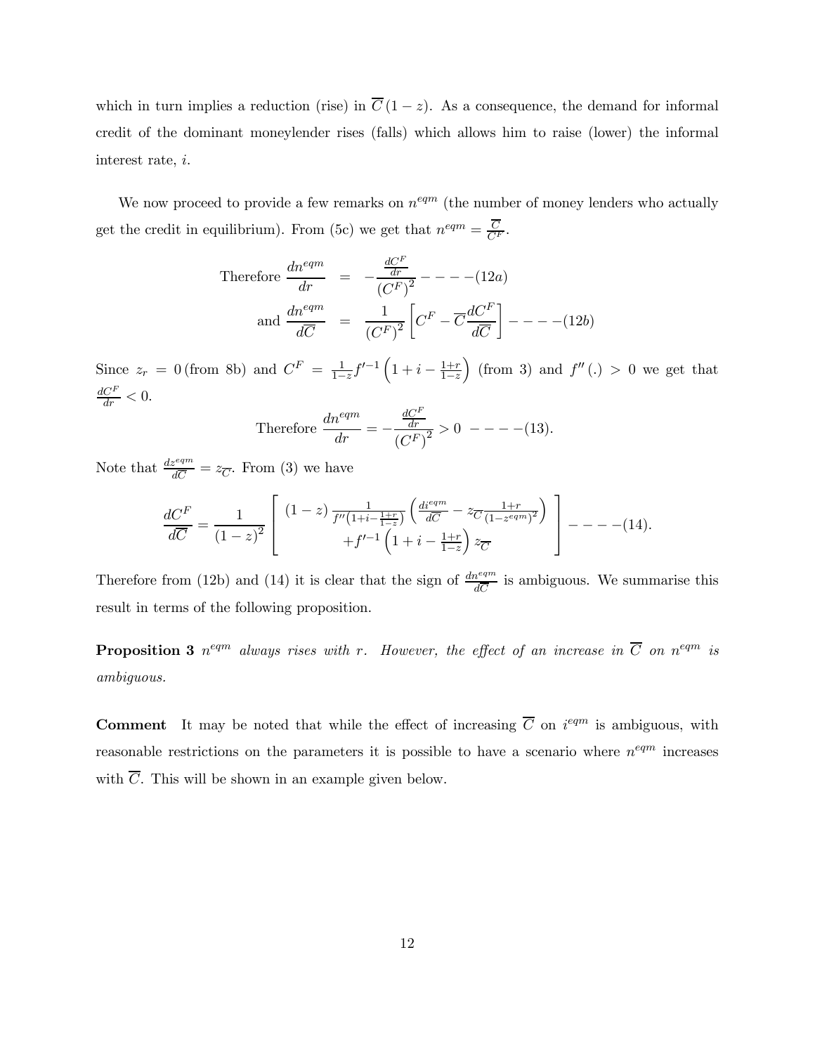which in turn implies a reduction (rise) in $\overline{C}(1-z)$. As a consequence, the demand for informal credit of the dominant moneylender rises (falls) which allows him to raise (lower) the informal interest rate, $i$.

We now proceed to provide a few remarks on $n^{eqm}$ (the number of money lenders who actually get the credit in equilibrium). From (5c) we get that $n^{eqm} = \frac{\overline{C}}{C^F}$.

$$\begin{aligned}
\text{Therefore } \frac{dn^{eqm}}{dr} &= -\frac{\frac{dC^F}{dr}}{\left(C^F\right)^2} ----(12a) \\
\text{and } \frac{dn^{eqm}}{d\overline{C}} &= \frac{1}{\left(C^F\right)^2}\left[C^F - \overline{C}\frac{dC^F}{d\overline{C}}\right] ----(12b)
\end{aligned}$$

Since $z_r = 0$ (from 8b) and $C^F = \frac{1}{1-z} f'^{-1}\left(1+i-\frac{1+r}{1-z}\right)$ (from 3) and $f''(.) > 0$ we get that $\frac{dC^F}{dr} < 0$.

$$\text{Therefore } \frac{dn^{eqm}}{dr} = -\frac{\frac{dC^F}{dr}}{\left(C^F\right)^2} > 0 \;\; ----(13).$$

Note that $\frac{dz^{eqm}}{d\overline{C}} = z_{\overline{C}}$. From (3) we have

$$\frac{dC^F}{d\overline{C}} = \frac{1}{(1-z)^2}\left[\begin{array}{c} (1-z)\frac{1}{f''\left(1+i-\frac{1+r}{1-z}\right)}\left(\frac{di^{eqm}}{d\overline{C}} - z_{\overline{C}}\frac{1+r}{(1-z^{eqm})^2}\right) \\ +f'^{-1}\left(1+i-\frac{1+r}{1-z}\right)z_{\overline{C}} \end{array}\right] ----(14).$$

Therefore from (12b) and (14) it is clear that the sign of $\frac{dn^{eqm}}{d\overline{C}}$ is ambiguous. We summarise this result in terms of the following proposition.

**Proposition 3** *$n^{eqm}$ always rises with $r$. However, the effect of an increase in $\overline{C}$ on $n^{eqm}$ is ambiguous.*

**Comment** It may be noted that while the effect of increasing $\overline{C}$ on $i^{eqm}$ is ambiguous, with reasonable restrictions on the parameters it is possible to have a scenario where $n^{eqm}$ increases with $\overline{C}$. This will be shown in an example given below.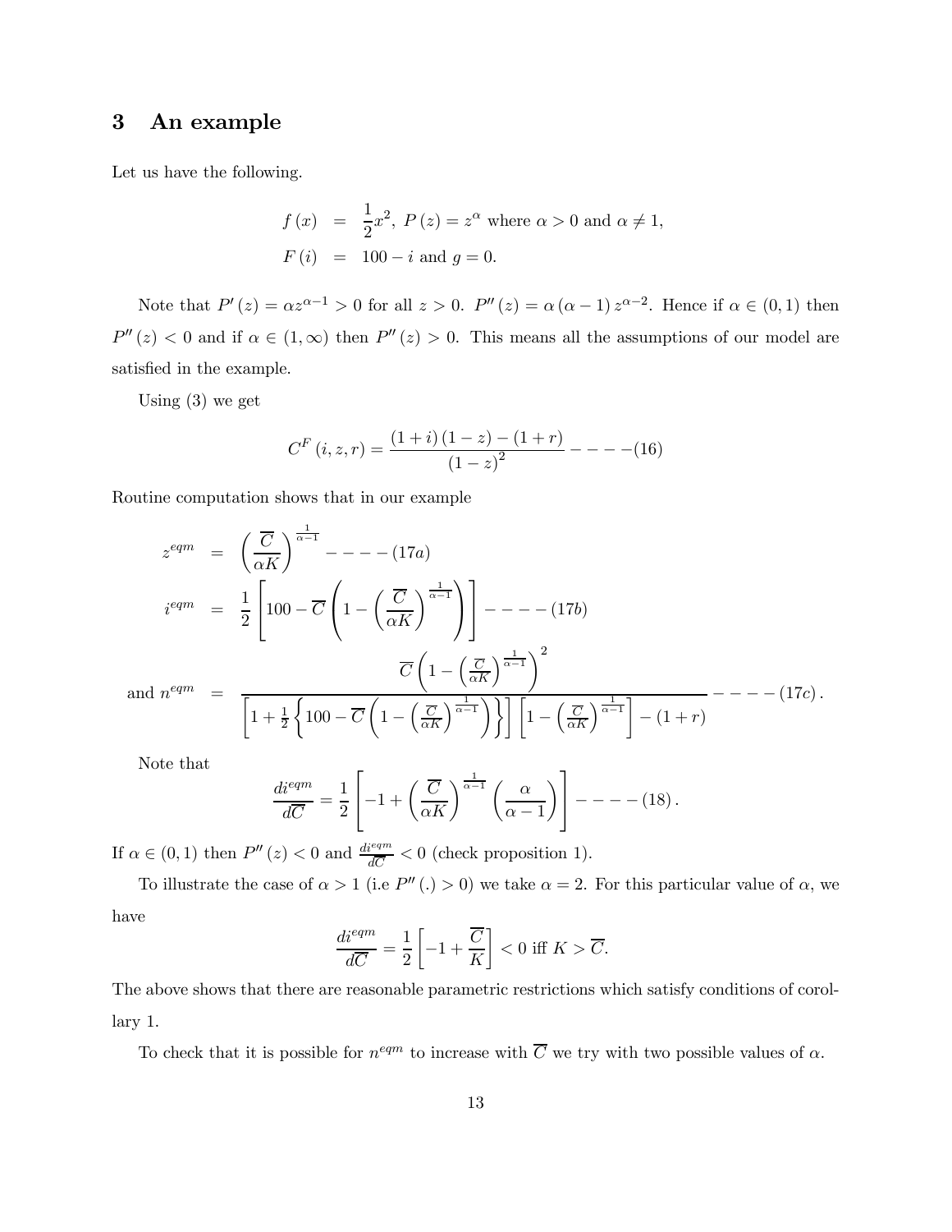## 3 An example

Let us have the following.

$$
\begin{aligned}
f(x) &= \frac{1}{2}x^2,\ P(z) = z^{\alpha} \text{ where } \alpha > 0 \text{ and } \alpha \neq 1, \\
F(i) &= 100 - i \text{ and } g = 0.
\end{aligned}
$$

Note that $P'(z) = \alpha z^{\alpha-1} > 0$ for all $z > 0$. $P''(z) = \alpha(\alpha-1)z^{\alpha-2}$. Hence if $\alpha \in (0,1)$ then $P''(z) < 0$ and if $\alpha \in (1,\infty)$ then $P''(z) > 0$. This means all the assumptions of our model are satisfied in the example.

Using (3) we get

$$
C^F(i,z,r) = \frac{(1+i)(1-z) - (1+r)}{(1-z)^2} - - - - (16)
$$

Routine computation shows that in our example

$$
\begin{aligned}
z^{eqm} &= \left(\frac{\overline{C}}{\alpha K}\right)^{\frac{1}{\alpha-1}} - - - - (17a) \\
i^{eqm} &= \frac{1}{2}\left[100 - \overline{C}\left(1 - \left(\frac{\overline{C}}{\alpha K}\right)^{\frac{1}{\alpha-1}}\right)\right] - - - - (17b) \\
\text{and } n^{eqm} &= \frac{\overline{C}\left(1 - \left(\frac{\overline{C}}{\alpha K}\right)^{\frac{1}{\alpha-1}}\right)^2}{\left[1 + \frac{1}{2}\left\{100 - \overline{C}\left(1 - \left(\frac{\overline{C}}{\alpha K}\right)^{\frac{1}{\alpha-1}}\right)\right\}\right]\left[1 - \left(\frac{\overline{C}}{\alpha K}\right)^{\frac{1}{\alpha-1}}\right] - (1+r)} - - - - (17c).
\end{aligned}
$$

Note that

$$
\frac{di^{eqm}}{d\overline{C}} = \frac{1}{2}\left[-1 + \left(\frac{\overline{C}}{\alpha K}\right)^{\frac{1}{\alpha-1}}\left(\frac{\alpha}{\alpha-1}\right)\right] - - - - (18).
$$

If $\alpha \in (0,1)$ then $P''(z) < 0$ and $\frac{di^{eqm}}{d\overline{C}} < 0$ (check proposition 1).

To illustrate the case of $\alpha > 1$ (i.e $P''(.) > 0$) we take $\alpha = 2$. For this particular value of $\alpha$, we have

$$
\frac{di^{eqm}}{d\overline{C}} = \frac{1}{2}\left[-1 + \frac{\overline{C}}{K}\right] < 0 \text{ iff } K > \overline{C}.
$$

The above shows that there are reasonable parametric restrictions which satisfy conditions of corollary 1.

To check that it is possible for $n^{eqm}$ to increase with $\overline{C}$ we try with two possible values of $\alpha$.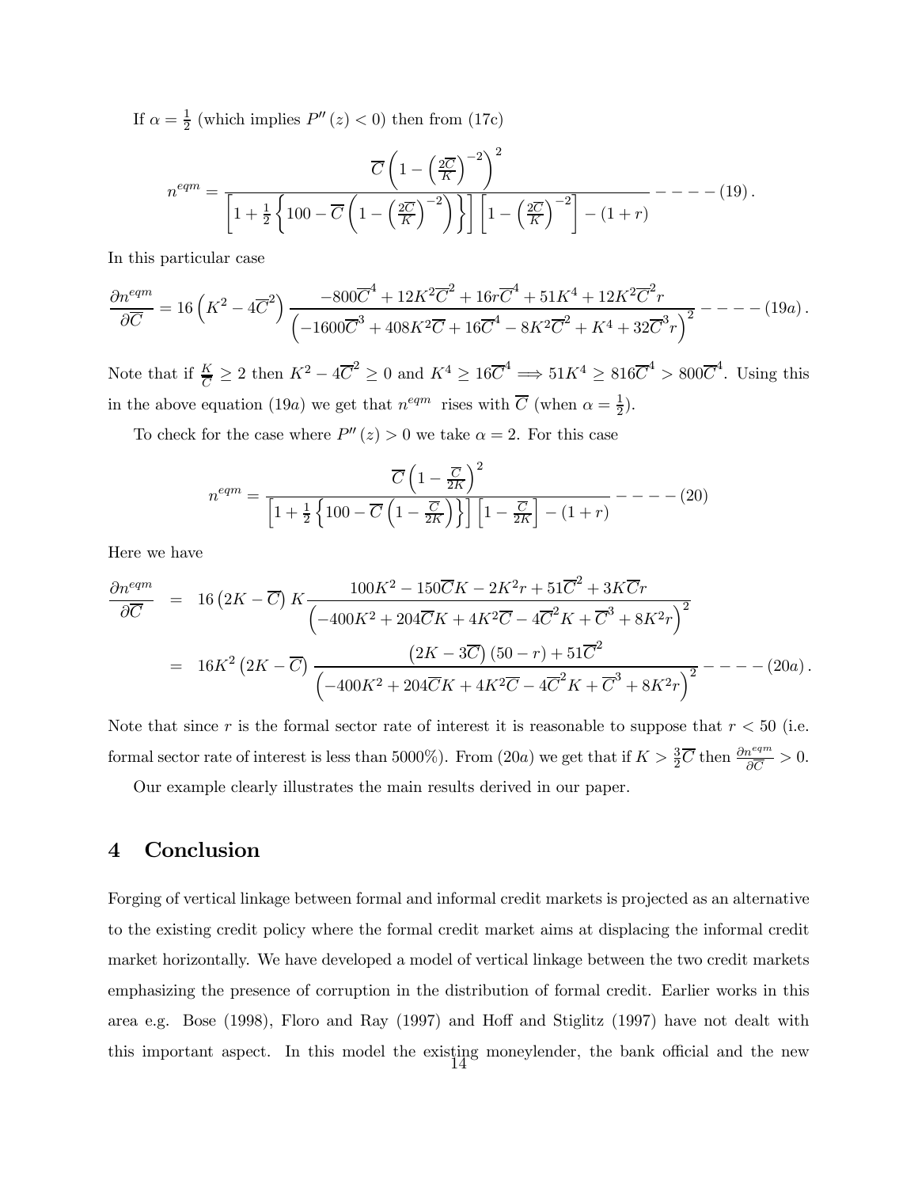If $\alpha = \frac{1}{2}$ (which implies $P''(z) < 0$) then from (17c)

$$n^{eqm} = \frac{\overline{C}\left(1-\left(\frac{2\overline{C}}{K}\right)^{-2}\right)^2}{\left[1+\frac{1}{2}\left\{100-\overline{C}\left(1-\left(\frac{2\overline{C}}{K}\right)^{-2}\right)\right\}\right]\left[1-\left(\frac{2\overline{C}}{K}\right)^{-2}\right]-(1+r)} ----(19).$$

In this particular case

$$\frac{\partial n^{eqm}}{\partial \overline{C}} = 16\left(K^2-4\overline{C}^2\right)\frac{-800\overline{C}^4+12K^2\overline{C}^2+16r\overline{C}^4+51K^4+12K^2\overline{C}^2 r}{\left(-1600\overline{C}^3+408K^2\overline{C}+16\overline{C}^4-8K^2\overline{C}^2+K^4+32\overline{C}^3 r\right)^2} ----(19a).$$

Note that if $\frac{K}{\overline{C}} \geq 2$ then $K^2-4\overline{C}^2 \geq 0$ and $K^4 \geq 16\overline{C}^4 \Longrightarrow 51K^4 \geq 816\overline{C}^4 > 800\overline{C}^4$. Using this in the above equation $(19a)$ we get that $n^{eqm}$ rises with $\overline{C}$ (when $\alpha = \frac{1}{2}$).

To check for the case where $P''(z) > 0$ we take $\alpha = 2$. For this case

$$n^{eqm} = \frac{\overline{C}\left(1-\frac{\overline{C}}{2K}\right)^2}{\left[1+\frac{1}{2}\left\{100-\overline{C}\left(1-\frac{\overline{C}}{2K}\right)\right\}\right]\left[1-\frac{\overline{C}}{2K}\right]-(1+r)} ----(20)$$

Here we have

$$\begin{aligned}\frac{\partial n^{eqm}}{\partial \overline{C}} &= 16\left(2K-\overline{C}\right)K\frac{100K^2-150\overline{C}K-2K^2r+51\overline{C}^2+3K\overline{C}r}{\left(-400K^2+204\overline{C}K+4K^2\overline{C}-4\overline{C}^2K+\overline{C}^3+8K^2r\right)^2} \\ &= 16K^2\left(2K-\overline{C}\right)\frac{\left(2K-3\overline{C}\right)(50-r)+51\overline{C}^2}{\left(-400K^2+204\overline{C}K+4K^2\overline{C}-4\overline{C}^2K+\overline{C}^3+8K^2r\right)^2} ----(20a).\end{aligned}$$

Note that since $r$ is the formal sector rate of interest it is reasonable to suppose that $r < 50$ (i.e. formal sector rate of interest is less than 5000%). From $(20a)$ we get that if $K > \frac{3}{2}\overline{C}$ then $\frac{\partial n^{eqm}}{\partial \overline{C}} > 0$.

Our example clearly illustrates the main results derived in our paper.

## 4 Conclusion

Forging of vertical linkage between formal and informal credit markets is projected as an alternative to the existing credit policy where the formal credit market aims at displacing the informal credit market horizontally. We have developed a model of vertical linkage between the two credit markets emphasizing the presence of corruption in the distribution of formal credit. Earlier works in this area e.g. Bose (1998), Floro and Ray (1997) and Hoff and Stiglitz (1997) have not dealt with this important aspect. In this model the existing moneylender, the bank official and the new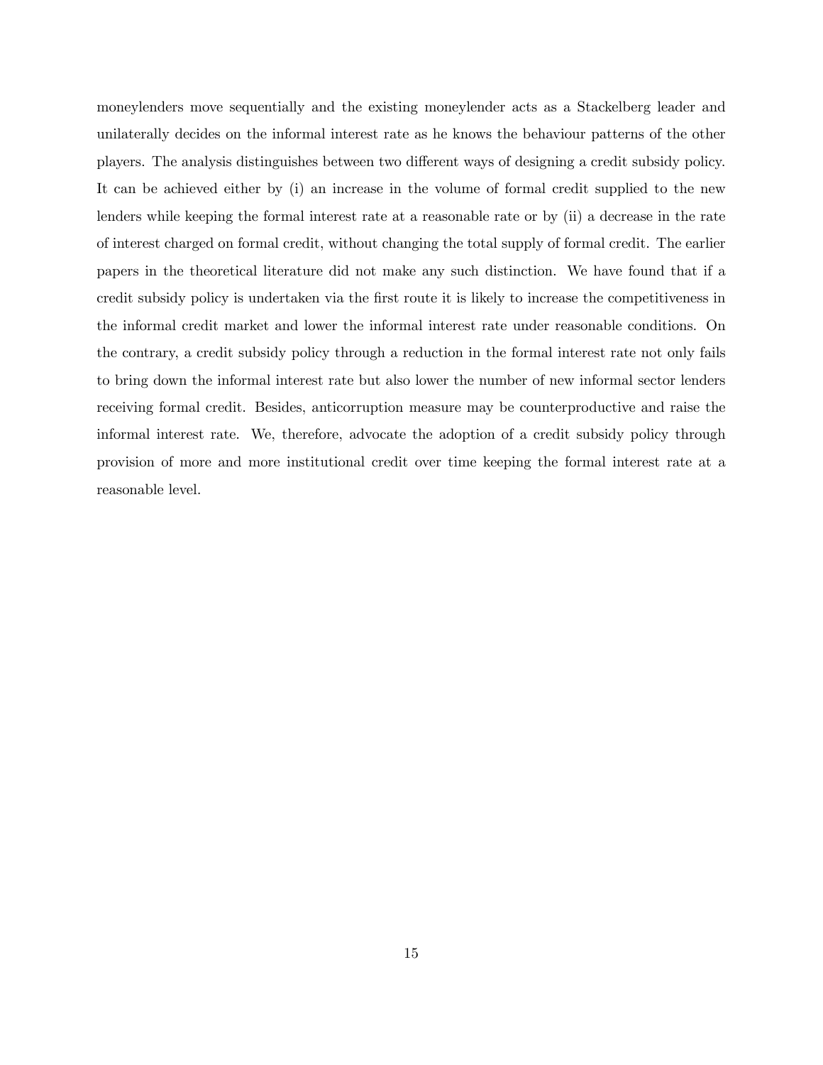moneylenders move sequentially and the existing moneylender acts as a Stackelberg leader and unilaterally decides on the informal interest rate as he knows the behaviour patterns of the other players. The analysis distinguishes between two different ways of designing a credit subsidy policy. It can be achieved either by (i) an increase in the volume of formal credit supplied to the new lenders while keeping the formal interest rate at a reasonable rate or by (ii) a decrease in the rate of interest charged on formal credit, without changing the total supply of formal credit. The earlier papers in the theoretical literature did not make any such distinction. We have found that if a credit subsidy policy is undertaken via the first route it is likely to increase the competitiveness in the informal credit market and lower the informal interest rate under reasonable conditions. On the contrary, a credit subsidy policy through a reduction in the formal interest rate not only fails to bring down the informal interest rate but also lower the number of new informal sector lenders receiving formal credit. Besides, anticorruption measure may be counterproductive and raise the informal interest rate. We, therefore, advocate the adoption of a credit subsidy policy through provision of more and more institutional credit over time keeping the formal interest rate at a reasonable level.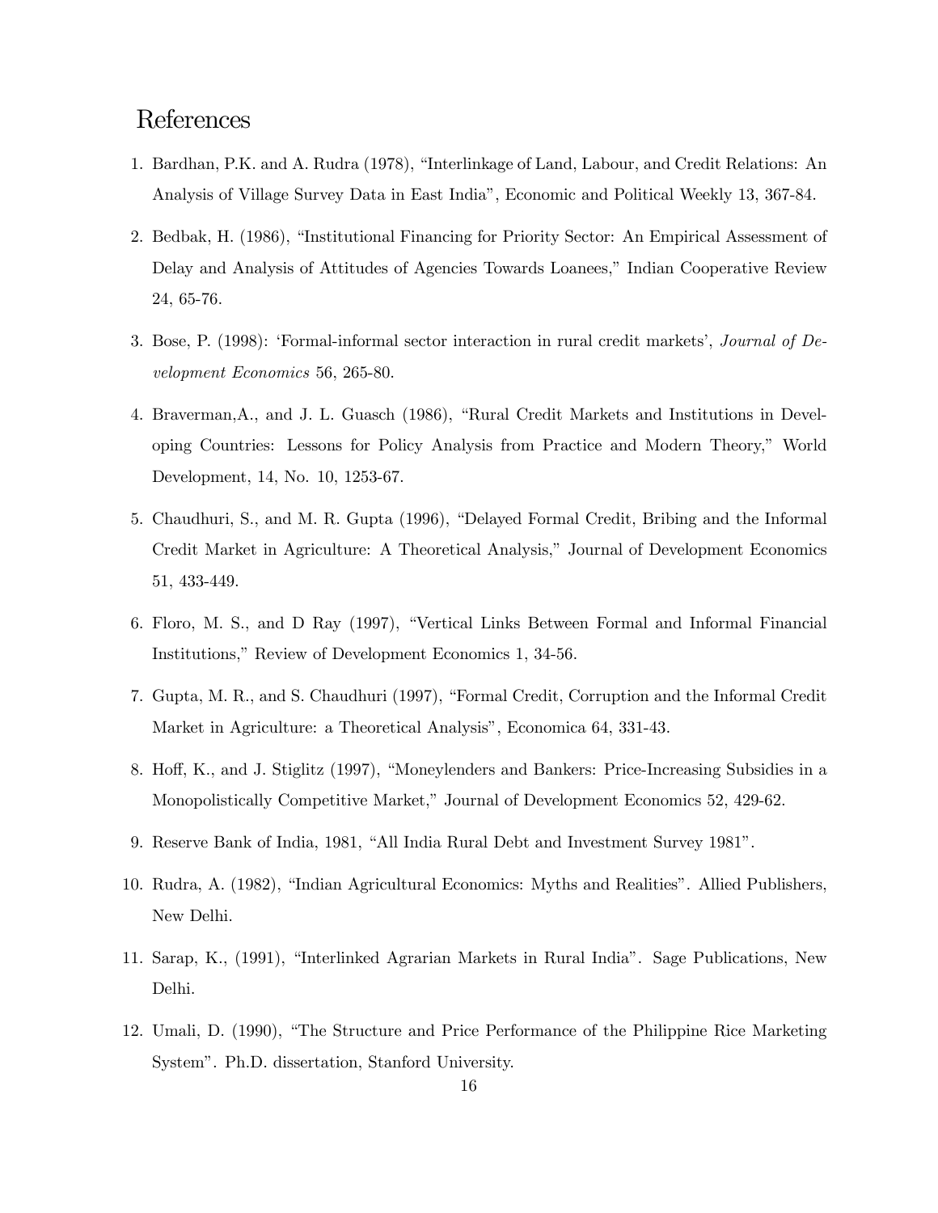# References

1. Bardhan, P.K. and A. Rudra (1978), "Interlinkage of Land, Labour, and Credit Relations: An Analysis of Village Survey Data in East India", Economic and Political Weekly 13, 367-84.

2. Bedbak, H. (1986), "Institutional Financing for Priority Sector: An Empirical Assessment of Delay and Analysis of Attitudes of Agencies Towards Loanees," Indian Cooperative Review 24, 65-76.

3. Bose, P. (1998): 'Formal-informal sector interaction in rural credit markets', *Journal of Development Economics* 56, 265-80.

4. Braverman,A., and J. L. Guasch (1986), "Rural Credit Markets and Institutions in Developing Countries: Lessons for Policy Analysis from Practice and Modern Theory," World Development, 14, No. 10, 1253-67.

5. Chaudhuri, S., and M. R. Gupta (1996), "Delayed Formal Credit, Bribing and the Informal Credit Market in Agriculture: A Theoretical Analysis," Journal of Development Economics 51, 433-449.

6. Floro, M. S., and D Ray (1997), "Vertical Links Between Formal and Informal Financial Institutions," Review of Development Economics 1, 34-56.

7. Gupta, M. R., and S. Chaudhuri (1997), "Formal Credit, Corruption and the Informal Credit Market in Agriculture: a Theoretical Analysis", Economica 64, 331-43.

8. Hoff, K., and J. Stiglitz (1997), "Moneylenders and Bankers: Price-Increasing Subsidies in a Monopolistically Competitive Market," Journal of Development Economics 52, 429-62.

9. Reserve Bank of India, 1981, "All India Rural Debt and Investment Survey 1981".

10. Rudra, A. (1982), "Indian Agricultural Economics: Myths and Realities". Allied Publishers, New Delhi.

11. Sarap, K., (1991), "Interlinked Agrarian Markets in Rural India". Sage Publications, New Delhi.

12. Umali, D. (1990), "The Structure and Price Performance of the Philippine Rice Marketing System". Ph.D. dissertation, Stanford University.